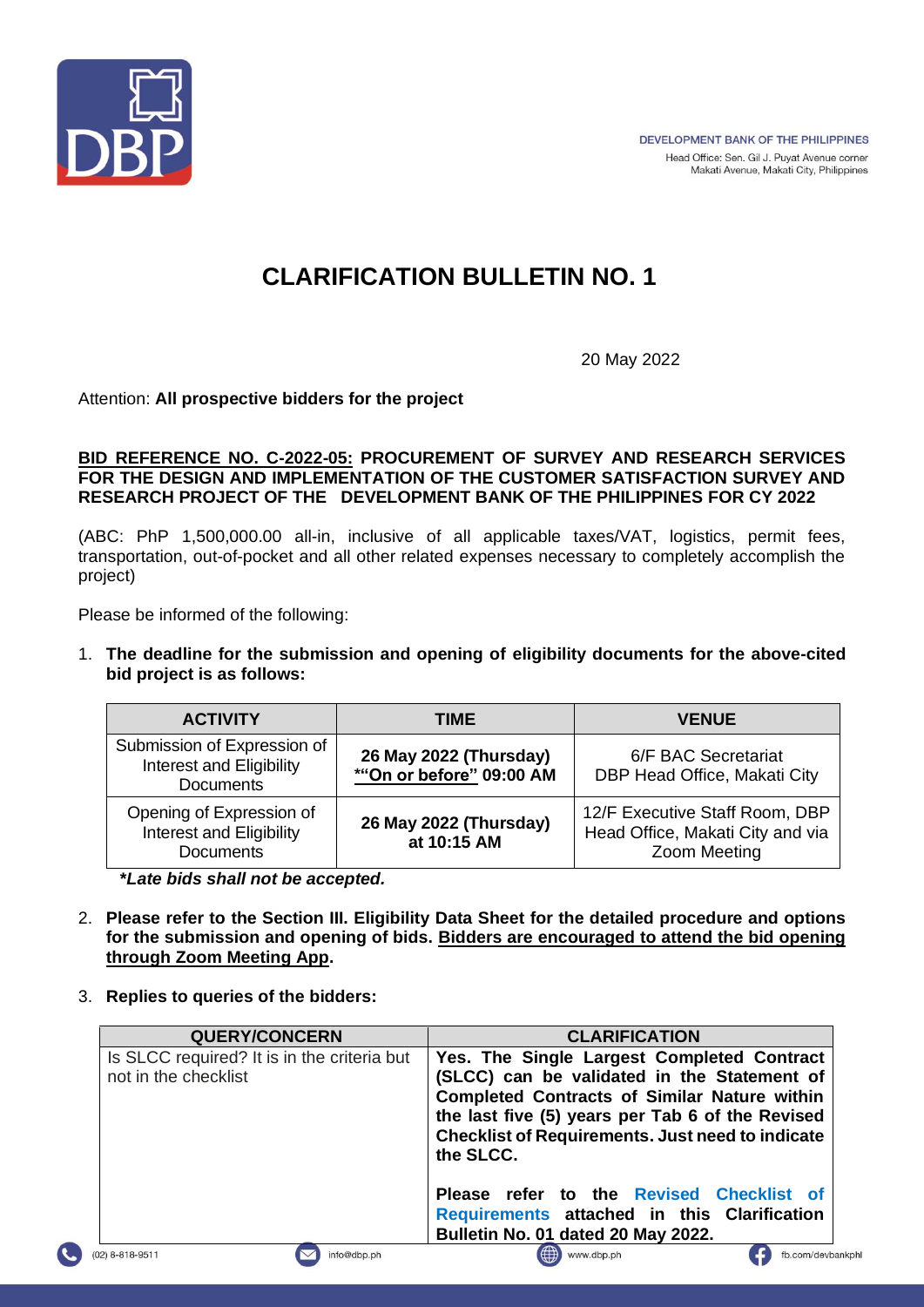DEVELOPMENT BANK OF THE PHILIPPINES
Head Office: Sen. Gil J. Puyat Avenue corner Makati Avenue, Makati City, Philippines

# CLARIFICATION BULLETIN NO. 1

20 May 2022

Attention: **All prospective bidders for the project**

**BID REFERENCE NO. C-2022-05: PROCUREMENT OF SURVEY AND RESEARCH SERVICES FOR THE DESIGN AND IMPLEMENTATION OF THE CUSTOMER SATISFACTION SURVEY AND RESEARCH PROJECT OF THE DEVELOPMENT BANK OF THE PHILIPPINES FOR CY 2022**

(ABC: PhP 1,500,000.00 all-in, inclusive of all applicable taxes/VAT, logistics, permit fees, transportation, out-of-pocket and all other related expenses necessary to completely accomplish the project)

Please be informed of the following:

1. **The deadline for the submission and opening of eligibility documents for the above-cited bid project is as follows:**

| ACTIVITY | TIME | VENUE |
|---|---|---|
| Submission of Expression of Interest and Eligibility Documents | **26 May 2022 (Thursday) *"On or before" 09:00 AM** | 6/F BAC Secretariat DBP Head Office, Makati City |
| Opening of Expression of Interest and Eligibility Documents | **26 May 2022 (Thursday) at 10:15 AM** | 12/F Executive Staff Room, DBP Head Office, Makati City and via Zoom Meeting |

***Late bids shall not be accepted.***

2. **Please refer to the Section III. Eligibility Data Sheet for the detailed procedure and options for the submission and opening of bids. Bidders are encouraged to attend the bid opening through Zoom Meeting App.**

3. **Replies to queries of the bidders:**

| QUERY/CONCERN | CLARIFICATION |
|---|---|
| Is SLCC required? It is in the criteria but not in the checklist | **Yes. The Single Largest Completed Contract (SLCC) can be validated in the Statement of Completed Contracts of Similar Nature within the last five (5) years per Tab 6 of the Revised Checklist of Requirements. Just need to indicate the SLCC.** <br><br> **Please refer to the Revised Checklist of Requirements attached in this Clarification Bulletin No. 01 dated 20 May 2022.** |

(02) 8-818-9511 | info@dbp.ph | www.dbp.ph | fb.com/devbankphl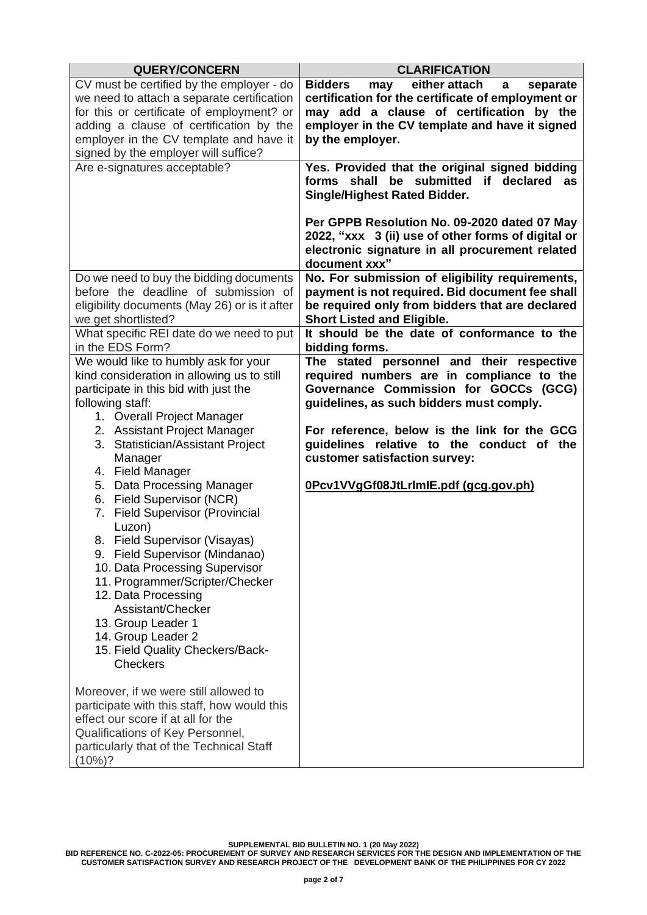| QUERY/CONCERN | CLARIFICATION |
|---|---|
| CV must be certified by the employer - do we need to attach a separate certification for this or certificate of employment? or adding a clause of certification by the employer in the CV template and have it signed by the employer will suffice? | **Bidders may either attach a separate certification for the certificate of employment or may add a clause of certification by the employer in the CV template and have it signed by the employer.** |
| Are e-signatures acceptable? | **Yes. Provided that the original signed bidding forms shall be submitted if declared as Single/Highest Rated Bidder.**<br><br>**Per GPPB Resolution No. 09-2020 dated 07 May 2022, "xxx 3 (ii) use of other forms of digital or electronic signature in all procurement related document xxx"** |
| Do we need to buy the bidding documents before the deadline of submission of eligibility documents (May 26) or is it after we get shortlisted? | **No. For submission of eligibility requirements, payment is not required. Bid document fee shall be required only from bidders that are declared Short Listed and Eligible.** |
| What specific REI date do we need to put in the EDS Form? | **It should be the date of conformance to the bidding forms.** |
| We would like to humbly ask for your kind consideration in allowing us to still participate in this bid with just the following staff:<br>1. Overall Project Manager<br>2. Assistant Project Manager<br>3. Statistician/Assistant Project Manager<br>4. Field Manager<br>5. Data Processing Manager<br>6. Field Supervisor (NCR)<br>7. Field Supervisor (Provincial Luzon)<br>8. Field Supervisor (Visayas)<br>9. Field Supervisor (Mindanao)<br>10. Data Processing Supervisor<br>11. Programmer/Scripter/Checker<br>12. Data Processing Assistant/Checker<br>13. Group Leader 1<br>14. Group Leader 2<br>15. Field Quality Checkers/Back-Checkers<br><br>Moreover, if we were still allowed to participate with this staff, how would this effect our score if at all for the Qualifications of Key Personnel, particularly that of the Technical Staff (10%)? | **The stated personnel and their respective required numbers are in compliance to the Governance Commission for GOCCs (GCG) guidelines, as such bidders must comply.**<br><br>**For reference, below is the link for the GCG guidelines relative to the conduct of the customer satisfaction survey:**<br><br>**0Pcv1VVgGf08JtLrlmIE.pdf (gcg.gov.ph)** |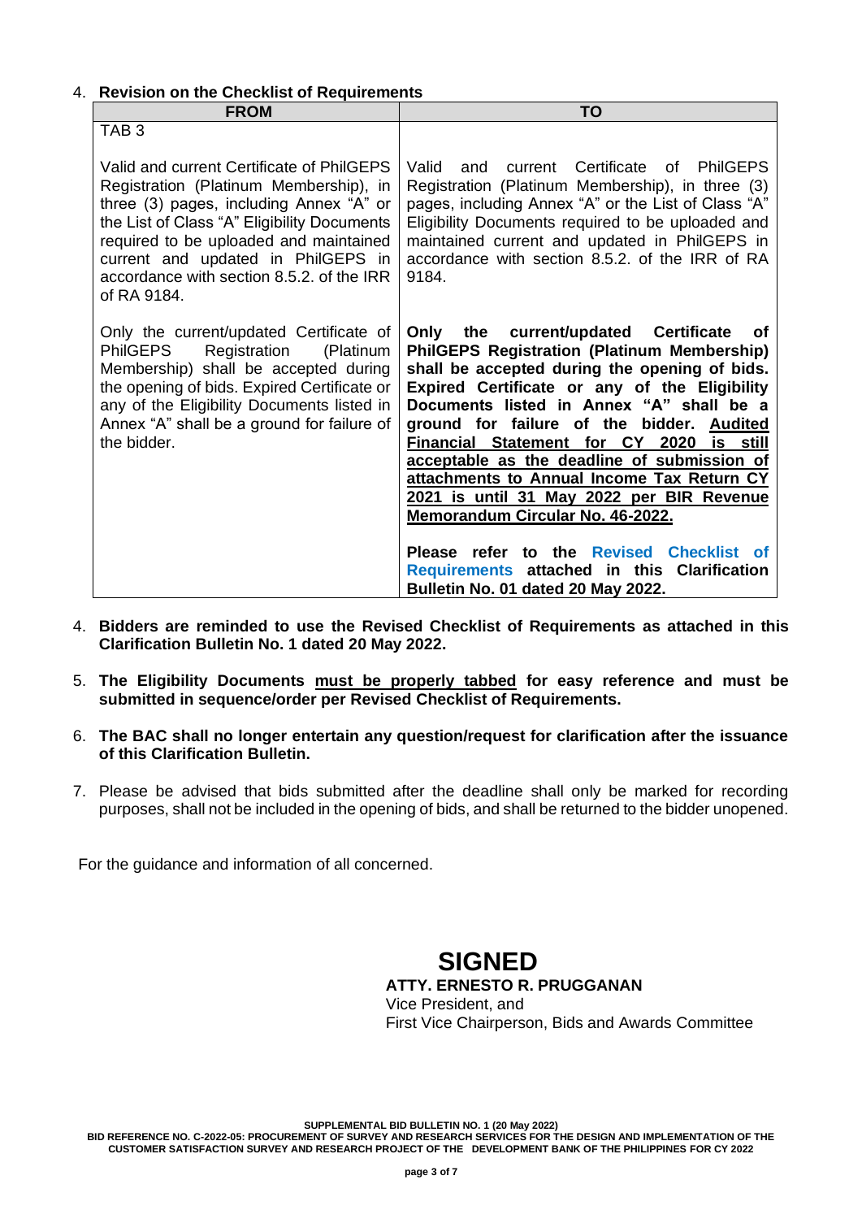4. **Revision on the Checklist of Requirements**

| FROM | TO |
|---|---|
| TAB 3<br><br>Valid and current Certificate of PhilGEPS Registration (Platinum Membership), in three (3) pages, including Annex "A" or the List of Class "A" Eligibility Documents required to be uploaded and maintained current and updated in PhilGEPS in accordance with section 8.5.2. of the IRR of RA 9184.<br><br>Only the current/updated Certificate of PhilGEPS Registration (Platinum Membership) shall be accepted during the opening of bids. Expired Certificate or any of the Eligibility Documents listed in Annex "A" shall be a ground for failure of the bidder. | Valid and current Certificate of PhilGEPS Registration (Platinum Membership), in three (3) pages, including Annex "A" or the List of Class "A" Eligibility Documents required to be uploaded and maintained current and updated in PhilGEPS in accordance with section 8.5.2. of the IRR of RA 9184.<br><br>**Only the current/updated Certificate of PhilGEPS Registration (Platinum Membership) shall be accepted during the opening of bids. Expired Certificate or any of the Eligibility Documents listed in Annex "A" shall be a ground for failure of the bidder. <u>Audited Financial Statement for CY 2020 is still acceptable as the deadline of submission of attachments to Annual Income Tax Return CY 2021 is until 31 May 2022 per BIR Revenue Memorandum Circular No. 46-2022.</u>**<br><br>**Please refer to the Revised Checklist of Requirements attached in this Clarification Bulletin No. 01 dated 20 May 2022.** |

4. **Bidders are reminded to use the Revised Checklist of Requirements as attached in this Clarification Bulletin No. 1 dated 20 May 2022.**

5. **The Eligibility Documents <u>must be properly tabbed</u> for easy reference and must be submitted in sequence/order per Revised Checklist of Requirements.**

6. **The BAC shall no longer entertain any question/request for clarification after the issuance of this Clarification Bulletin.**

7. Please be advised that bids submitted after the deadline shall only be marked for recording purposes, shall not be included in the opening of bids, and shall be returned to the bidder unopened.

For the guidance and information of all concerned.

**SIGNED**
**ATTY. ERNESTO R. PRUGGANAN**
Vice President, and
First Vice Chairperson, Bids and Awards Committee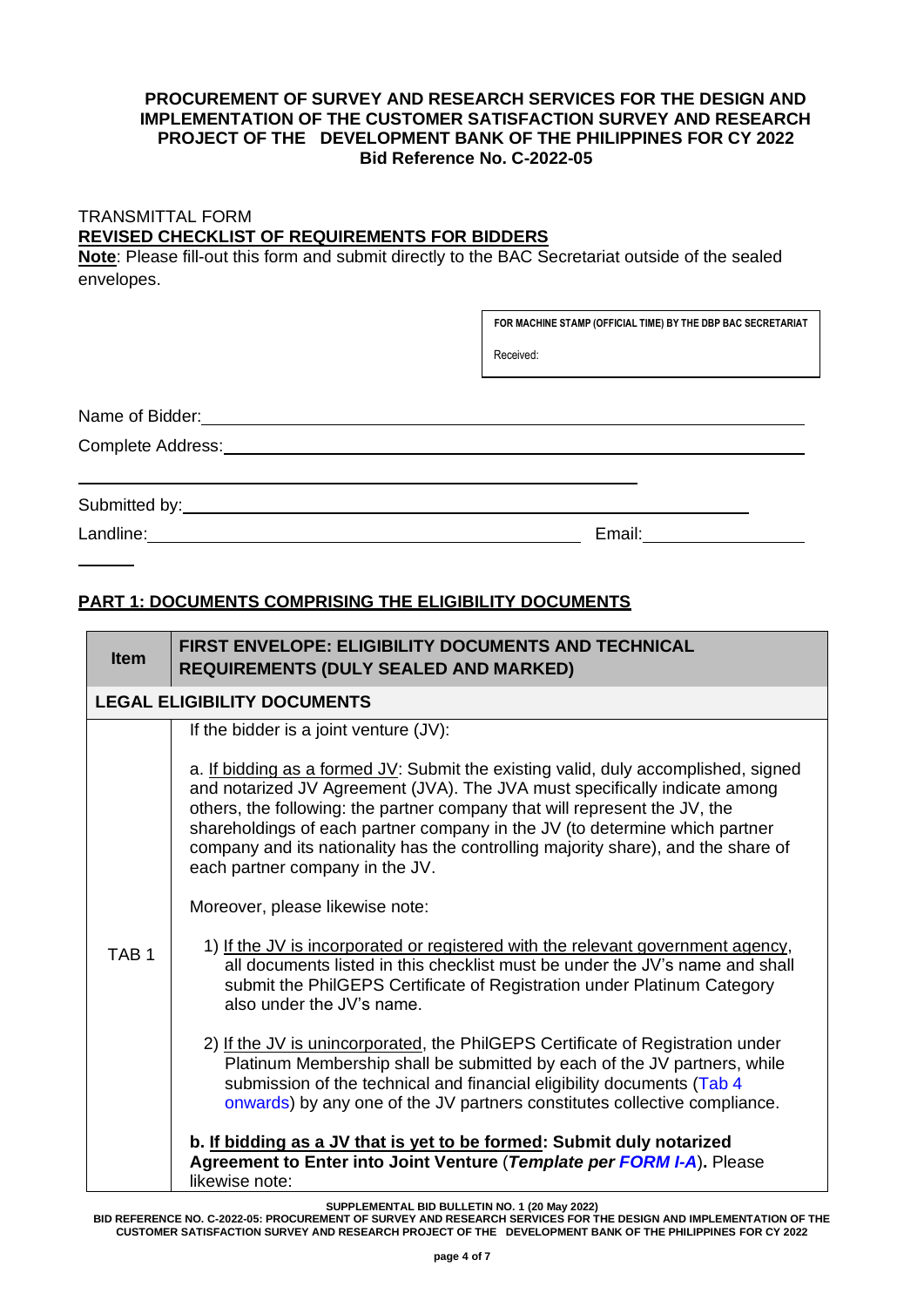**PROCUREMENT OF SURVEY AND RESEARCH SERVICES FOR THE DESIGN AND IMPLEMENTATION OF THE CUSTOMER SATISFACTION SURVEY AND RESEARCH PROJECT OF THE DEVELOPMENT BANK OF THE PHILIPPINES FOR CY 2022**
**Bid Reference No. C-2022-05**

TRANSMITTAL FORM
**REVISED CHECKLIST OF REQUIREMENTS FOR BIDDERS**

**Note**: Please fill-out this form and submit directly to the BAC Secretariat outside of the sealed envelopes.

| FOR MACHINE STAMP (OFFICIAL TIME) BY THE DBP BAC SECRETARIAT |
|---|
| Received: |

Name of Bidder: ______________________________

Complete Address: ______________________________

______________________________

Submitted by: ______________________________

Landline: ______________________________ Email: ______________

## PART 1: DOCUMENTS COMPRISING THE ELIGIBILITY DOCUMENTS

| Item | FIRST ENVELOPE: ELIGIBILITY DOCUMENTS AND TECHNICAL REQUIREMENTS (DULY SEALED AND MARKED) |
|---|---|
| **LEGAL ELIGIBILITY DOCUMENTS** | |
| TAB 1 | If the bidder is a joint venture (JV):<br><br>a. If bidding as a formed JV: Submit the existing valid, duly accomplished, signed and notarized JV Agreement (JVA). The JVA must specifically indicate among others, the following: the partner company that will represent the JV, the shareholdings of each partner company in the JV (to determine which partner company and its nationality has the controlling majority share), and the share of each partner company in the JV.<br><br>Moreover, please likewise note:<br><br>1) If the JV is incorporated or registered with the relevant government agency, all documents listed in this checklist must be under the JV's name and shall submit the PhilGEPS Certificate of Registration under Platinum Category also under the JV's name.<br><br>2) If the JV is unincorporated, the PhilGEPS Certificate of Registration under Platinum Membership shall be submitted by each of the JV partners, while submission of the technical and financial eligibility documents (Tab 4 onwards) by any one of the JV partners constitutes collective compliance.<br><br>**b. If bidding as a JV that is yet to be formed: Submit duly notarized Agreement to Enter into Joint Venture (*Template per FORM I-A*).** Please likewise note: |

SUPPLEMENTAL BID BULLETIN NO. 1 (20 May 2022)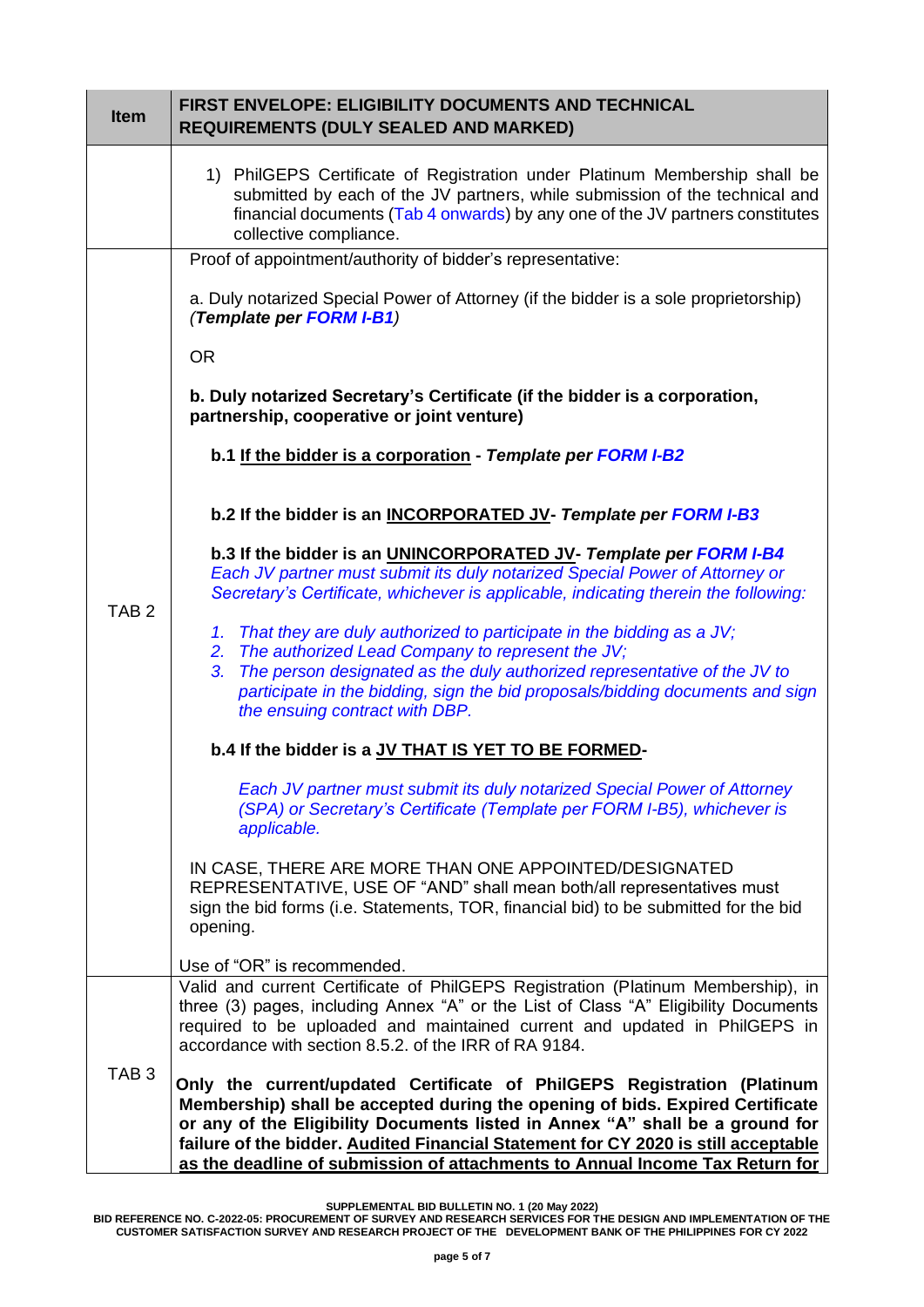| Item | FIRST ENVELOPE: ELIGIBILITY DOCUMENTS AND TECHNICAL REQUIREMENTS (DULY SEALED AND MARKED) |
|---|---|
| | 1) PhilGEPS Certificate of Registration under Platinum Membership shall be submitted by each of the JV partners, while submission of the technical and financial documents (Tab 4 onwards) by any one of the JV partners constitutes collective compliance. |
| TAB 2 | Proof of appointment/authority of bidder's representative:<br><br>a. Duly notarized Special Power of Attorney (if the bidder is a sole proprietorship) *(**Template per FORM I-B1**)*<br><br>OR<br><br>**b. Duly notarized Secretary's Certificate (if the bidder is a corporation, partnership, cooperative or joint venture)**<br><br>**b.1 If the bidder is a corporation** - ***Template per FORM I-B2***<br><br>**b.2 If the bidder is an INCORPORATED JV-** ***Template per FORM I-B3***<br><br>**b.3 If the bidder is an UNINCORPORATED JV-** ***Template per FORM I-B4***<br>*Each JV partner must submit its duly notarized Special Power of Attorney or Secretary's Certificate, whichever is applicable, indicating therein the following:*<br><br>*1. That they are duly authorized to participate in the bidding as a JV;*<br>*2. The authorized Lead Company to represent the JV;*<br>*3. The person designated as the duly authorized representative of the JV to participate in the bidding, sign the bid proposals/bidding documents and sign the ensuing contract with DBP.*<br><br>**b.4 If the bidder is a JV THAT IS YET TO BE FORMED-**<br><br>*Each JV partner must submit its duly notarized Special Power of Attorney (SPA) or Secretary's Certificate (Template per FORM I-B5), whichever is applicable.*<br><br>IN CASE, THERE ARE MORE THAN ONE APPOINTED/DESIGNATED REPRESENTATIVE, USE OF "AND" shall mean both/all representatives must sign the bid forms (i.e. Statements, TOR, financial bid) to be submitted for the bid opening.<br><br>Use of "OR" is recommended. |
| TAB 3 | Valid and current Certificate of PhilGEPS Registration (Platinum Membership), in three (3) pages, including Annex "A" or the List of Class "A" Eligibility Documents required to be uploaded and maintained current and updated in PhilGEPS in accordance with section 8.5.2. of the IRR of RA 9184.<br><br>**Only the current/updated Certificate of PhilGEPS Registration (Platinum Membership) shall be accepted during the opening of bids. Expired Certificate or any of the Eligibility Documents listed in Annex "A" shall be a ground for failure of the bidder. Audited Financial Statement for CY 2020 is still acceptable as the deadline of submission of attachments to Annual Income Tax Return for** |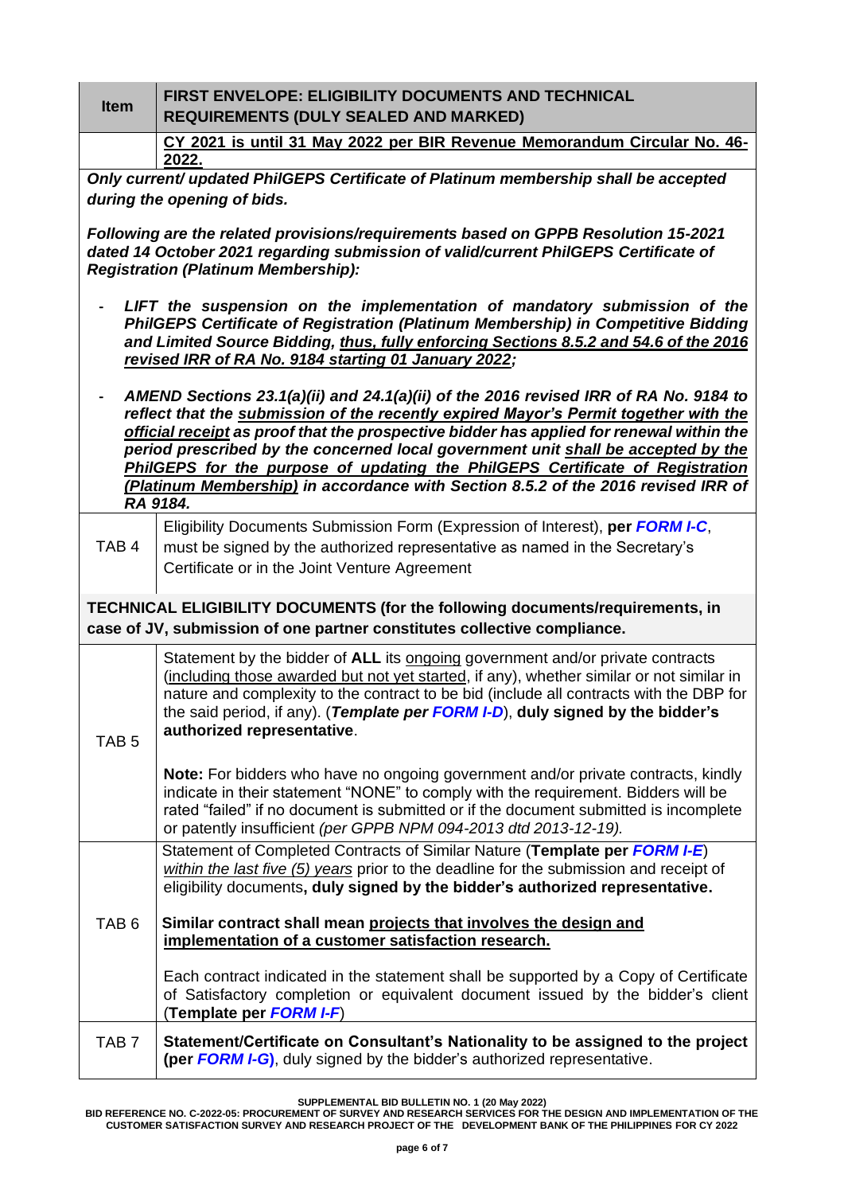| Item | FIRST ENVELOPE: ELIGIBILITY DOCUMENTS AND TECHNICAL REQUIREMENTS (DULY SEALED AND MARKED) |
|---|---|
| | **CY 2021 is until 31 May 2022 per BIR Revenue Memorandum Circular No. 46-2022.** |
| ***Only current/ updated PhilGEPS Certificate of Platinum membership shall be accepted during the opening of bids.***<br><br>***Following are the related provisions/requirements based on GPPB Resolution 15-2021 dated 14 October 2021 regarding submission of valid/current PhilGEPS Certificate of Registration (Platinum Membership):***<br><br>- ***LIFT the suspension on the implementation of mandatory submission of the PhilGEPS Certificate of Registration (Platinum Membership) in Competitive Bidding and Limited Source Bidding, thus, fully enforcing Sections 8.5.2 and 54.6 of the 2016 revised IRR of RA No. 9184 starting 01 January 2022;***<br>- ***AMEND Sections 23.1(a)(ii) and 24.1(a)(ii) of the 2016 revised IRR of RA No. 9184 to reflect that the submission of the recently expired Mayor's Permit together with the official receipt as proof that the prospective bidder has applied for renewal within the period prescribed by the concerned local government unit shall be accepted by the PhilGEPS for the purpose of updating the PhilGEPS Certificate of Registration (Platinum Membership) in accordance with Section 8.5.2 of the 2016 revised IRR of RA 9184.*** | |
| TAB 4 | Eligibility Documents Submission Form (Expression of Interest), **per *FORM I-C***, must be signed by the authorized representative as named in the Secretary's Certificate or in the Joint Venture Agreement |
| **TECHNICAL ELIGIBILITY DOCUMENTS (for the following documents/requirements, in case of JV, submission of one partner constitutes collective compliance.** | |
| TAB 5 | Statement by the bidder of **ALL** its ongoing government and/or private contracts (including those awarded but not yet started, if any), whether similar or not similar in nature and complexity to the contract to be bid (include all contracts with the DBP for the said period, if any). (***Template per FORM I-D***), **duly signed by the bidder's authorized representative**.<br><br>**Note:** For bidders who have no ongoing government and/or private contracts, kindly indicate in their statement "NONE" to comply with the requirement. Bidders will be rated "failed" if no document is submitted or if the document submitted is incomplete or patently insufficient *(per GPPB NPM 094-2013 dtd 2013-12-19).* |
| TAB 6 | Statement of Completed Contracts of Similar Nature (**Template per *FORM I-E***) *within the last five (5) years* prior to the deadline for the submission and receipt of eligibility documents**, duly signed by the bidder's authorized representative.**<br><br>**Similar contract shall mean projects that involves the design and implementation of a customer satisfaction research.**<br><br>Each contract indicated in the statement shall be supported by a Copy of Certificate of Satisfactory completion or equivalent document issued by the bidder's client (**Template per *FORM I-F***) |
| TAB 7 | **Statement/Certificate on Consultant's Nationality to be assigned to the project (per *FORM I-G*)**, duly signed by the bidder's authorized representative. |

SUPPLEMENTAL BID BULLETIN NO. 1 (20 May 2022)
BID REFERENCE NO. C-2022-05: PROCUREMENT OF SURVEY AND RESEARCH SERVICES FOR THE DESIGN AND IMPLEMENTATION OF THE CUSTOMER SATISFACTION SURVEY AND RESEARCH PROJECT OF THE DEVELOPMENT BANK OF THE PHILIPPINES FOR CY 2022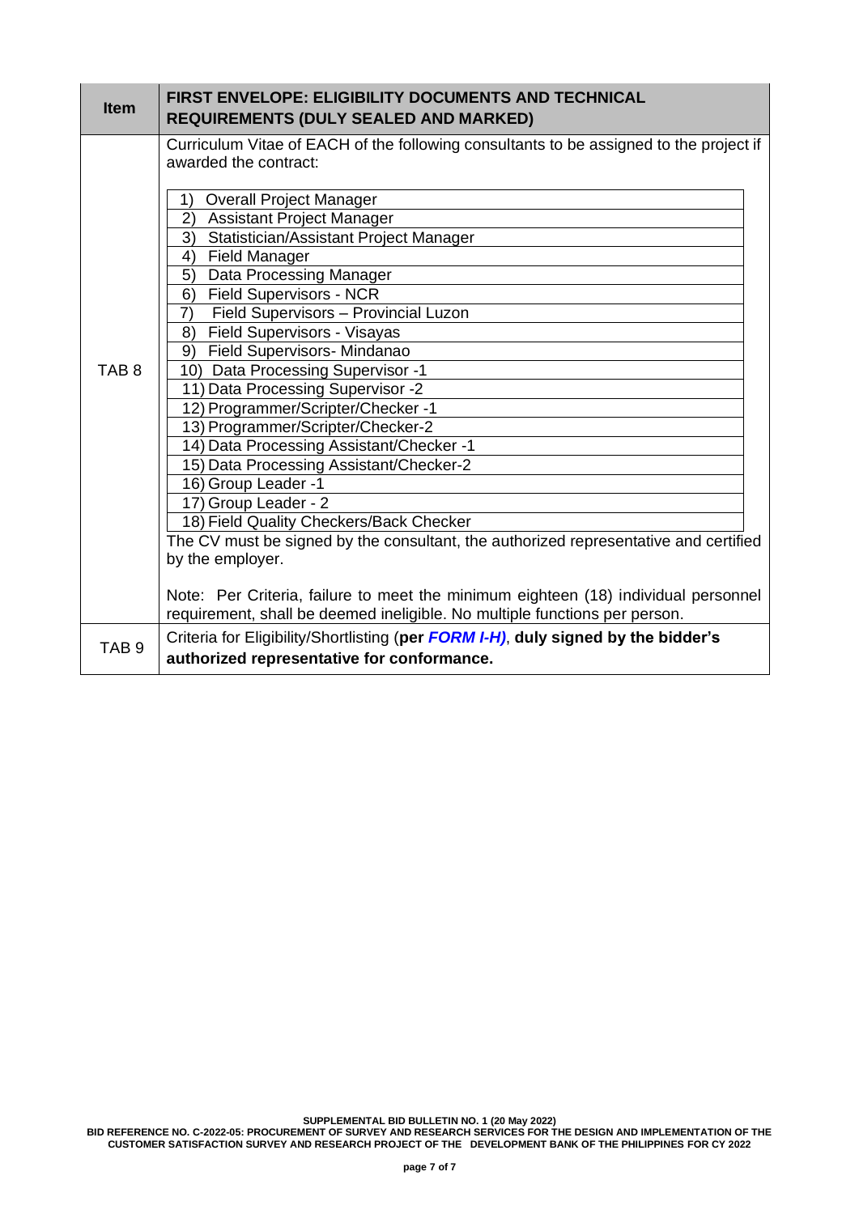| Item | FIRST ENVELOPE: ELIGIBILITY DOCUMENTS AND TECHNICAL REQUIREMENTS (DULY SEALED AND MARKED) |
|---|---|
| TAB 8 | Curriculum Vitae of EACH of the following consultants to be assigned to the project if awarded the contract:<br><br>1) Overall Project Manager<br>2) Assistant Project Manager<br>3) Statistician/Assistant Project Manager<br>4) Field Manager<br>5) Data Processing Manager<br>6) Field Supervisors - NCR<br>7) Field Supervisors – Provincial Luzon<br>8) Field Supervisors - Visayas<br>9) Field Supervisors- Mindanao<br>10) Data Processing Supervisor -1<br>11) Data Processing Supervisor -2<br>12) Programmer/Scripter/Checker -1<br>13) Programmer/Scripter/Checker-2<br>14) Data Processing Assistant/Checker -1<br>15) Data Processing Assistant/Checker-2<br>16) Group Leader -1<br>17) Group Leader - 2<br>18) Field Quality Checkers/Back Checker<br><br>The CV must be signed by the consultant, the authorized representative and certified by the employer.<br><br>Note: Per Criteria, failure to meet the minimum eighteen (18) individual personnel requirement, shall be deemed ineligible. No multiple functions per person. |
| TAB 9 | Criteria for Eligibility/Shortlisting (**per *FORM I-H)*, duly signed by the bidder's authorized representative for conformance.** |

SUPPLEMENTAL BID BULLETIN NO. 1 (20 May 2022)
BID REFERENCE NO. C-2022-05: PROCUREMENT OF SURVEY AND RESEARCH SERVICES FOR THE DESIGN AND IMPLEMENTATION OF THE CUSTOMER SATISFACTION SURVEY AND RESEARCH PROJECT OF THE DEVELOPMENT BANK OF THE PHILIPPINES FOR CY 2022